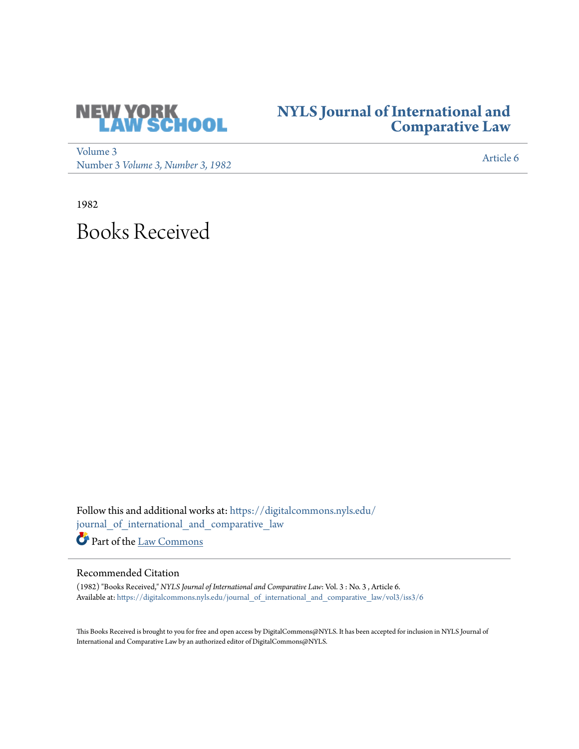NEW YORK LAW SCHOOL

# NYLS Journal of International and Comparative Law

Volume 3
Number 3 *Volume 3, Number 3, 1982*

Article 6

1982

# Books Received

Follow this and additional works at: https://digitalcommons.nyls.edu/journal_of_international_and_comparative_law

Part of the Law Commons

## Recommended Citation

(1982) "Books Received," *NYLS Journal of International and Comparative Law*: Vol. 3 : No. 3 , Article 6.
Available at: https://digitalcommons.nyls.edu/journal_of_international_and_comparative_law/vol3/iss3/6

This Books Received is brought to you for free and open access by DigitalCommons@NYLS. It has been accepted for inclusion in NYLS Journal of International and Comparative Law by an authorized editor of DigitalCommons@NYLS.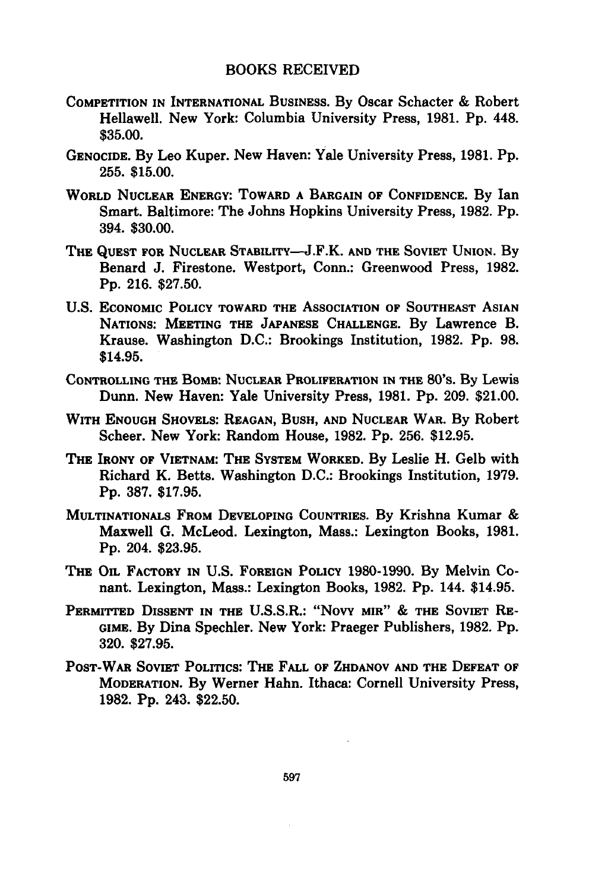## BOOKS RECEIVED

COMPETITION IN INTERNATIONAL BUSINESS. By Oscar Schacter & Robert Hellawell. New York: Columbia University Press, 1981. Pp. 448. $35.00.

GENOCIDE. By Leo Kuper. New Haven: Yale University Press, 1981. Pp. 255. $15.00.

WORLD NUCLEAR ENERGY: TOWARD A BARGAIN OF CONFIDENCE. By Ian Smart. Baltimore: The Johns Hopkins University Press, 1982. Pp. 394. $30.00.

THE QUEST FOR NUCLEAR STABILITY—J.F.K. AND THE SOVIET UNION. By Benard J. Firestone. Westport, Conn.: Greenwood Press, 1982. Pp. 216. $27.50.

U.S. ECONOMIC POLICY TOWARD THE ASSOCIATION OF SOUTHEAST ASIAN NATIONS: MEETING THE JAPANESE CHALLENGE. By Lawrence B. Krause. Washington D.C.: Brookings Institution, 1982. Pp. 98. $14.95.

CONTROLLING THE BOMB: NUCLEAR PROLIFERATION IN THE 80'S. By Lewis Dunn. New Haven: Yale University Press, 1981. Pp. 209. $21.00.

WITH ENOUGH SHOVELS: REAGAN, BUSH, AND NUCLEAR WAR. By Robert Scheer. New York: Random House, 1982. Pp. 256. $12.95.

THE IRONY OF VIETNAM: THE SYSTEM WORKED. By Leslie H. Gelb with Richard K. Betts. Washington D.C.: Brookings Institution, 1979. Pp. 387. $17.95.

MULTINATIONALS FROM DEVELOPING COUNTRIES. By Krishna Kumar & Maxwell G. McLeod. Lexington, Mass.: Lexington Books, 1981. Pp. 204. $23.95.

THE OIL FACTORY IN U.S. FOREIGN POLICY 1980-1990. By Melvin Conant. Lexington, Mass.: Lexington Books, 1982. Pp. 144. $14.95.

PERMITTED DISSENT IN THE U.S.S.R.: "NOVY MIR" & THE SOVIET REGIME. By Dina Spechler. New York: Praeger Publishers, 1982. Pp. 320. $27.95.

POST-WAR SOVIET POLITICS: THE FALL OF ZHDANOV AND THE DEFEAT OF MODERATION. By Werner Hahn. Ithaca: Cornell University Press, 1982. Pp. 243. $22.50.